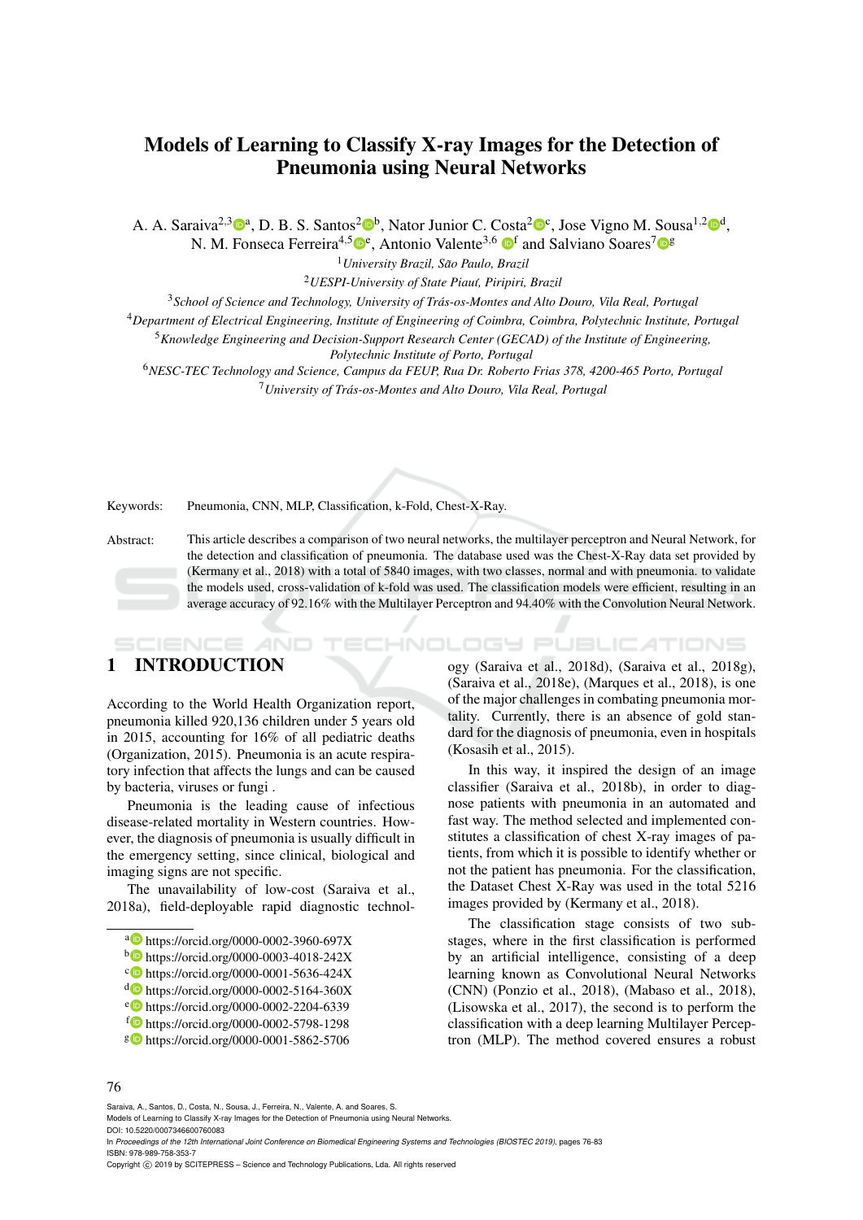# Models of Learning to Classify X-ray Images for the Detection of Pneumonia using Neural Networks

A. A. Saraiva[2,3][a], D. B. S. Santos[2][b], Nator Junior C. Costa[2][c], Jose Vigno M. Sousa[1,2][d], N. M. Fonseca Ferreira[4,5][e], Antonio Valente[3,6][f] and Salviano Soares[7][g]

[1]*University Brazil, São Paulo, Brazil*
[2]*UESPI-University of State Piaut, Piripiri, Brazil*
[3]*School of Science and Technology, University of Trás-os-Montes and Alto Douro, Vila Real, Portugal*
[4]*Department of Electrical Engineering, Institute of Engineering of Coimbra, Coimbra, Polytechnic Institute, Portugal*
[5]*Knowledge Engineering and Decision-Support Research Center (GECAD) of the Institute of Engineering, Polytechnic Institute of Porto, Portugal*
[6]*NESC-TEC Technology and Science, Campus da FEUP, Rua Dr. Roberto Frias 378, 4200-465 Porto, Portugal*
[7]*University of Trás-os-Montes and Alto Douro, Vila Real, Portugal*

Keywords: Pneumonia, CNN, MLP, Classification, k-Fold, Chest-X-Ray.

Abstract: This article describes a comparison of two neural networks, the multilayer perceptron and Neural Network, for the detection and classification of pneumonia. The database used was the Chest-X-Ray data set provided by (Kermany et al., 2018) with a total of 5840 images, with two classes, normal and with pneumonia. to validate the models used, cross-validation of k-fold was used. The classification models were efficient, resulting in an average accuracy of 92.16% with the Multilayer Perceptron and 94.40% with the Convolution Neural Network.

## 1 INTRODUCTION

According to the World Health Organization report, pneumonia killed 920,136 children under 5 years old in 2015, accounting for 16% of all pediatric deaths (Organization, 2015). Pneumonia is an acute respiratory infection that affects the lungs and can be caused by bacteria, viruses or fungi .

Pneumonia is the leading cause of infectious disease-related mortality in Western countries. However, the diagnosis of pneumonia is usually difficult in the emergency setting, since clinical, biological and imaging signs are not specific.

The unavailability of low-cost (Saraiva et al., 2018a), field-deployable rapid diagnostic technology (Saraiva et al., 2018d), (Saraiva et al., 2018g), (Saraiva et al., 2018e), (Marques et al., 2018), is one of the major challenges in combating pneumonia mortality. Currently, there is an absence of gold standard for the diagnosis of pneumonia, even in hospitals (Kosasih et al., 2015).

In this way, it inspired the design of an image classifier (Saraiva et al., 2018b), in order to diagnose patients with pneumonia in an automated and fast way. The method selected and implemented constitutes a classification of chest X-ray images of patients, from which it is possible to identify whether or not the patient has pneumonia. For the classification, the Dataset Chest X-Ray was used in the total 5216 images provided by (Kermany et al., 2018).

The classification stage consists of two substages, where in the first classification is performed by an artificial intelligence, consisting of a deep learning known as Convolutional Neural Networks (CNN) (Ponzio et al., 2018), (Mabaso et al., 2018), (Lisowska et al., 2017), the second is to perform the classification with a deep learning Multilayer Perceptron (MLP). The method covered ensures a robust

[a] https://orcid.org/0000-0002-3960-697X
[b] https://orcid.org/0000-0003-4018-242X
[c] https://orcid.org/0000-0001-5636-424X
[d] https://orcid.org/0000-0002-5164-360X
[e] https://orcid.org/0000-0002-2204-6339
[f] https://orcid.org/0000-0002-5798-1298
[g] https://orcid.org/0000-0001-5862-5706

Saraiva, A., Santos, D., Costa, N., Sousa, J., Ferreira, N., Valente, A. and Soares, S.
Models of Learning to Classify X-ray Images for the Detection of Pneumonia using Neural Networks.
DOI: 10.5220/0007346600760083
In *Proceedings of the 12th International Joint Conference on Biomedical Engineering Systems and Technologies (BIOSTEC 2019)*, pages 76-83
ISBN: 978-989-758-353-7
Copyright © 2019 by SCITEPRESS – Science and Technology Publications, Lda. All rights reserved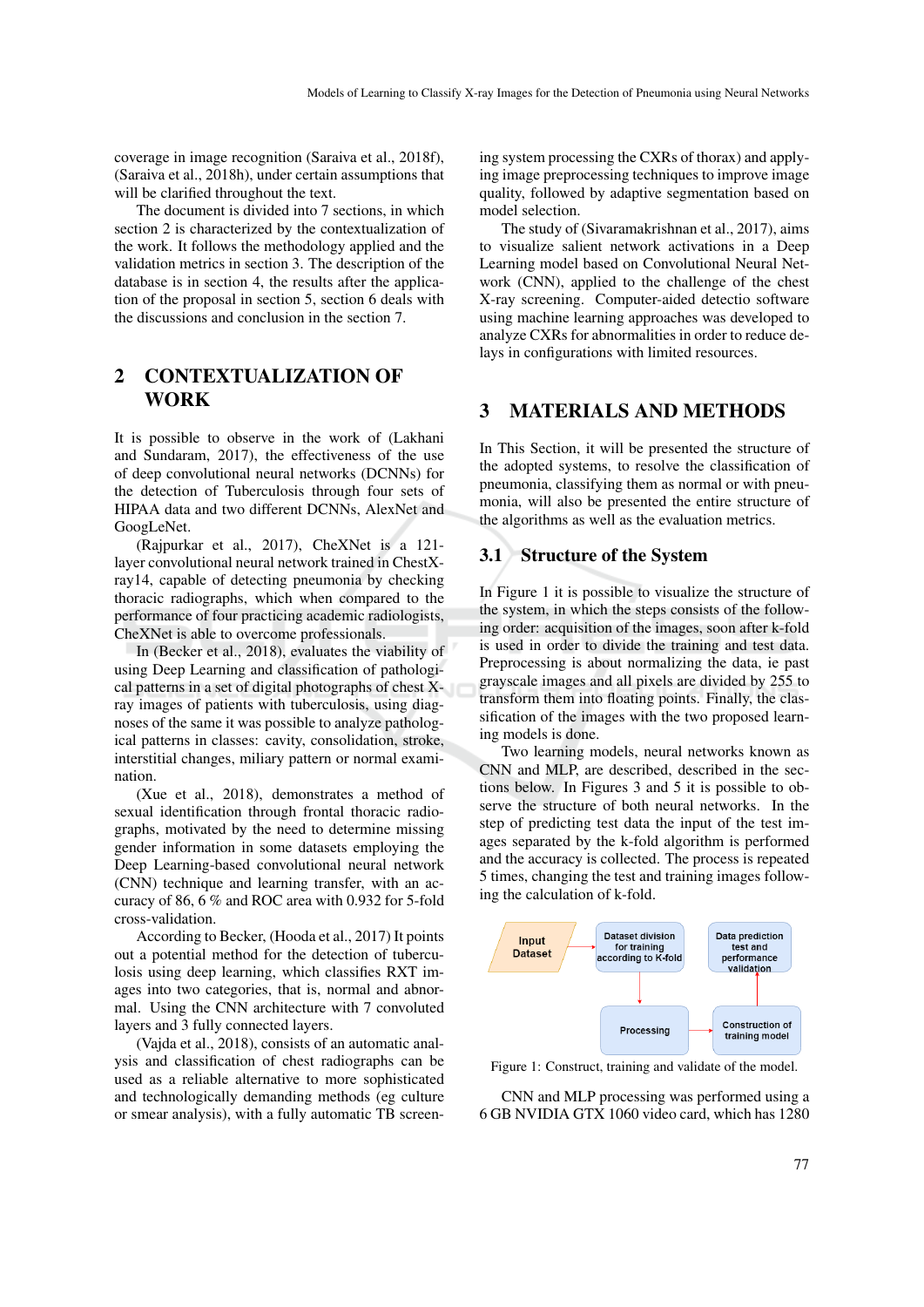coverage in image recognition (Saraiva et al., 2018f), (Saraiva et al., 2018h), under certain assumptions that will be clarified throughout the text.

The document is divided into 7 sections, in which section 2 is characterized by the contextualization of the work. It follows the methodology applied and the validation metrics in section 3. The description of the database is in section 4, the results after the application of the proposal in section 5, section 6 deals with the discussions and conclusion in the section 7.

## 2 CONTEXTUALIZATION OF WORK

It is possible to observe in the work of (Lakhani and Sundaram, 2017), the effectiveness of the use of deep convolutional neural networks (DCNNs) for the detection of Tuberculosis through four sets of HIPAA data and two different DCNNs, AlexNet and GoogLeNet.

(Rajpurkar et al., 2017), CheXNet is a 121-layer convolutional neural network trained in ChestX-ray14, capable of detecting pneumonia by checking thoracic radiographs, which when compared to the performance of four practicing academic radiologists, CheXNet is able to overcome professionals.

In (Becker et al., 2018), evaluates the viability of using Deep Learning and classification of pathological patterns in a set of digital photographs of chest X-ray images of patients with tuberculosis, using diagnoses of the same it was possible to analyze pathological patterns in classes: cavity, consolidation, stroke, interstitial changes, miliary pattern or normal examination.

(Xue et al., 2018), demonstrates a method of sexual identification through frontal thoracic radiographs, motivated by the need to determine missing gender information in some datasets employing the Deep Learning-based convolutional neural network (CNN) technique and learning transfer, with an accuracy of 86, 6 % and ROC area with 0.932 for 5-fold cross-validation.

According to Becker, (Hooda et al., 2017) It points out a potential method for the detection of tuberculosis using deep learning, which classifies RXT images into two categories, that is, normal and abnormal. Using the CNN architecture with 7 convoluted layers and 3 fully connected layers.

(Vajda et al., 2018), consists of an automatic analysis and classification of chest radiographs can be used as a reliable alternative to more sophisticated and technologically demanding methods (eg culture or smear analysis), with a fully automatic TB screening system processing the CXRs of thorax) and applying image preprocessing techniques to improve image quality, followed by adaptive segmentation based on model selection.

The study of (Sivaramakrishnan et al., 2017), aims to visualize salient network activations in a Deep Learning model based on Convolutional Neural Network (CNN), applied to the challenge of the chest X-ray screening. Computer-aided detectio software using machine learning approaches was developed to analyze CXRs for abnormalities in order to reduce delays in configurations with limited resources.

## 3 MATERIALS AND METHODS

In This Section, it will be presented the structure of the adopted systems, to resolve the classification of pneumonia, classifying them as normal or with pneumonia, will also be presented the entire structure of the algorithms as well as the evaluation metrics.

### 3.1 Structure of the System

In Figure 1 it is possible to visualize the structure of the system, in which the steps consists of the following order: acquisition of the images, soon after k-fold is used in order to divide the training and test data. Preprocessing is about normalizing the data, ie past grayscale images and all pixels are divided by 255 to transform them into floating points. Finally, the classification of the images with the two proposed learning models is done.

Two learning models, neural networks known as CNN and MLP, are described, described in the sections below. In Figures 3 and 5 it is possible to observe the structure of both neural networks. In the step of predicting test data the input of the test images separated by the k-fold algorithm is performed and the accuracy is collected. The process is repeated 5 times, changing the test and training images following the calculation of k-fold.

Input Dataset → Dataset division for training according to K-fold → Processing → Construction of training model → Data prediction test and performance validation

Figure 1: Construct, training and validate of the model.

CNN and MLP processing was performed using a 6 GB NVIDIA GTX 1060 video card, which has 1280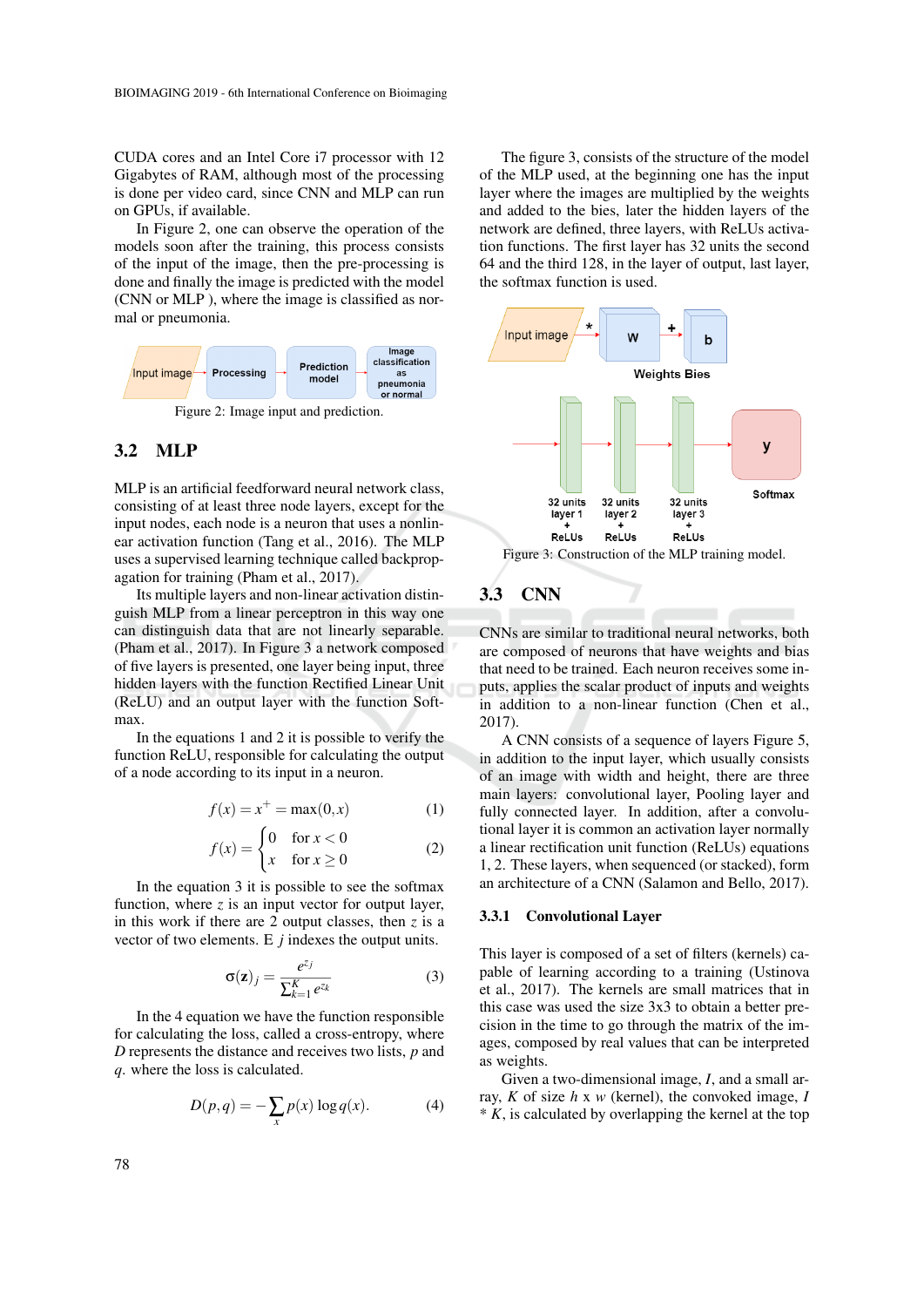CUDA cores and an Intel Core i7 processor with 12 Gigabytes of RAM, although most of the processing is done per video card, since CNN and MLP can run on GPUs, if available.

In Figure 2, one can observe the operation of the models soon after the training, this process consists of the input of the image, then the pre-processing is done and finally the image is predicted with the model (CNN or MLP ), where the image is classified as normal or pneumonia.

Input image → Processing → Prediction model → Image classification as pneumonia or normal

Figure 2: Image input and prediction.

## 3.2 MLP

MLP is an artificial feedforward neural network class, consisting of at least three node layers, except for the input nodes, each node is a neuron that uses a nonlinear activation function (Tang et al., 2016). The MLP uses a supervised learning technique called backpropagation for training (Pham et al., 2017).

Its multiple layers and non-linear activation distinguish MLP from a linear perceptron in this way one can distinguish data that are not linearly separable. (Pham et al., 2017). In Figure 3 a network composed of five layers is presented, one layer being input, three hidden layers with the function Rectified Linear Unit (ReLU) and an output layer with the function Softmax.

In the equations 1 and 2 it is possible to verify the function ReLU, responsible for calculating the output of a node according to its input in a neuron.

$$f(x) = x^+ = \max(0, x) \tag{1}$$

$$f(x) = \begin{cases} 0 & \text{for } x < 0 \\ x & \text{for } x \geq 0 \end{cases} \tag{2}$$

In the equation 3 it is possible to see the softmax function, where $z$ is an input vector for output layer, in this work if there are 2 output classes, then $z$ is a vector of two elements. E $j$ indexes the output units.

$$\sigma(\mathbf{z})_j = \frac{e^{z_j}}{\sum_{k=1}^{K} e^{z_k}} \tag{3}$$

In the 4 equation we have the function responsible for calculating the loss, called a cross-entropy, where $D$ represents the distance and receives two lists, $p$ and $q$. where the loss is calculated.

$$D(p, q) = -\sum_x p(x) \log q(x). \tag{4}$$

The figure 3, consists of the structure of the model of the MLP used, at the beginning one has the input layer where the images are multiplied by the weights and added to the bies, later the hidden layers of the network are defined, three layers, with ReLUs activation functions. The first layer has 32 units the second 64 and the third 128, in the layer of output, last layer, the softmax function is used.

Input image * W + b (Weights Bies) → 32 units layer 1 + ReLUs → 32 units layer 2 + ReLUs → 32 units layer 3 + ReLUs → y (Softmax)

Figure 3: Construction of the MLP training model.

## 3.3 CNN

CNNs are similar to traditional neural networks, both are composed of neurons that have weights and bias that need to be trained. Each neuron receives some inputs, applies the scalar product of inputs and weights in addition to a non-linear function (Chen et al., 2017).

A CNN consists of a sequence of layers Figure 5, in addition to the input layer, which usually consists of an image with width and height, there are three main layers: convolutional layer, Pooling layer and fully connected layer. In addition, after a convolutional layer it is common an activation layer normally a linear rectification unit function (ReLUs) equations 1, 2. These layers, when sequenced (or stacked), form an architecture of a CNN (Salamon and Bello, 2017).

### 3.3.1 Convolutional Layer

This layer is composed of a set of filters (kernels) capable of learning according to a training (Ustinova et al., 2017). The kernels are small matrices that in this case was used the size 3x3 to obtain a better precision in the time to go through the matrix of the images, composed by real values that can be interpreted as weights.

Given a two-dimensional image, $I$, and a small array, $K$ of size $h$ x $w$ (kernel), the convoked image, $I * K$, is calculated by overlapping the kernel at the top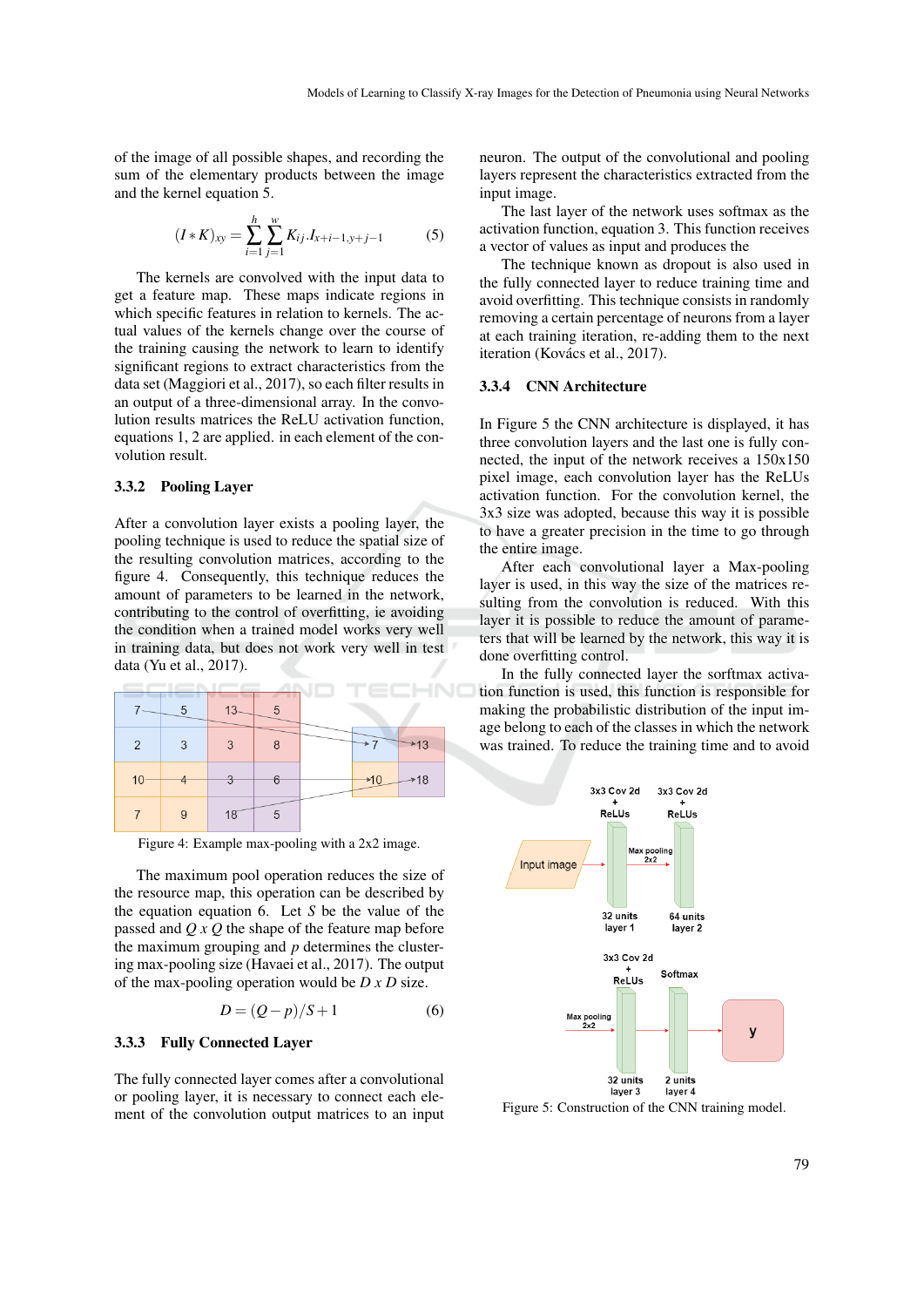of the image of all possible shapes, and recording the sum of the elementary products between the image and the kernel equation 5.

$$(I * K)_{xy} = \sum_{i=1}^{h} \sum_{j=1}^{w} K_{ij} . I_{x+i-1,y+j-1} \tag{5}$$

The kernels are convolved with the input data to get a feature map. These maps indicate regions in which specific features in relation to kernels. The actual values of the kernels change over the course of the training causing the network to learn to identify significant regions to extract characteristics from the data set (Maggiori et al., 2017), so each filter results in an output of a three-dimensional array. In the convolution results matrices the ReLU activation function, equations 1, 2 are applied. in each element of the convolution result.

### 3.3.2 Pooling Layer

After a convolution layer exists a pooling layer, the pooling technique is used to reduce the spatial size of the resulting convolution matrices, according to the figure 4. Consequently, this technique reduces the amount of parameters to be learned in the network, contributing to the control of overfitting, ie avoiding the condition when a trained model works very well in training data, but does not work very well in test data (Yu et al., 2017).

| 7 | 5 | 13 | 5 |
|---|---|---|---|
| 2 | 3 | 3 | 8 |
| 10 | 4 | 3 | 6 |
| 7 | 9 | 18 | 5 |

| 7 | 13 |
|---|---|
| 10 | 18 |

Figure 4: Example max-pooling with a 2x2 image.

The maximum pool operation reduces the size of the resource map, this operation can be described by the equation equation 6. Let $S$ be the value of the passed and $Q$ x $Q$ the shape of the feature map before the maximum grouping and $p$ determines the clustering max-pooling size (Havaei et al., 2017). The output of the max-pooling operation would be $D$ x $D$ size.

$$D = (Q - p)/S + 1 \tag{6}$$

### 3.3.3 Fully Connected Layer

The fully connected layer comes after a convolutional or pooling layer, it is necessary to connect each element of the convolution output matrices to an input neuron. The output of the convolutional and pooling layers represent the characteristics extracted from the input image.

The last layer of the network uses softmax as the activation function, equation 3. This function receives a vector of values as input and produces the

The technique known as dropout is also used in the fully connected layer to reduce training time and avoid overfitting. This technique consists in randomly removing a certain percentage of neurons from a layer at each training iteration, re-adding them to the next iteration (Kovács et al., 2017).

### 3.3.4 CNN Architecture

In Figure 5 the CNN architecture is displayed, it has three convolution layers and the last one is fully connected, the input of the network receives a 150x150 pixel image, each convolution layer has the ReLUs activation function. For the convolution kernel, the 3x3 size was adopted, because this way it is possible to have a greater precision in the time to go through the entire image.

After each convolutional layer a Max-pooling layer is used, in this way the size of the matrices resulting from the convolution is reduced. With this layer it is possible to reduce the amount of parameters that will be learned by the network, this way it is done overfitting control.

In the fully connected layer the sorftmax activation function is used, this function is responsible for making the probabilistic distribution of the input image belong to each of the classes in which the network was trained. To reduce the training time and to avoid

Figure 5: Construction of the CNN training model.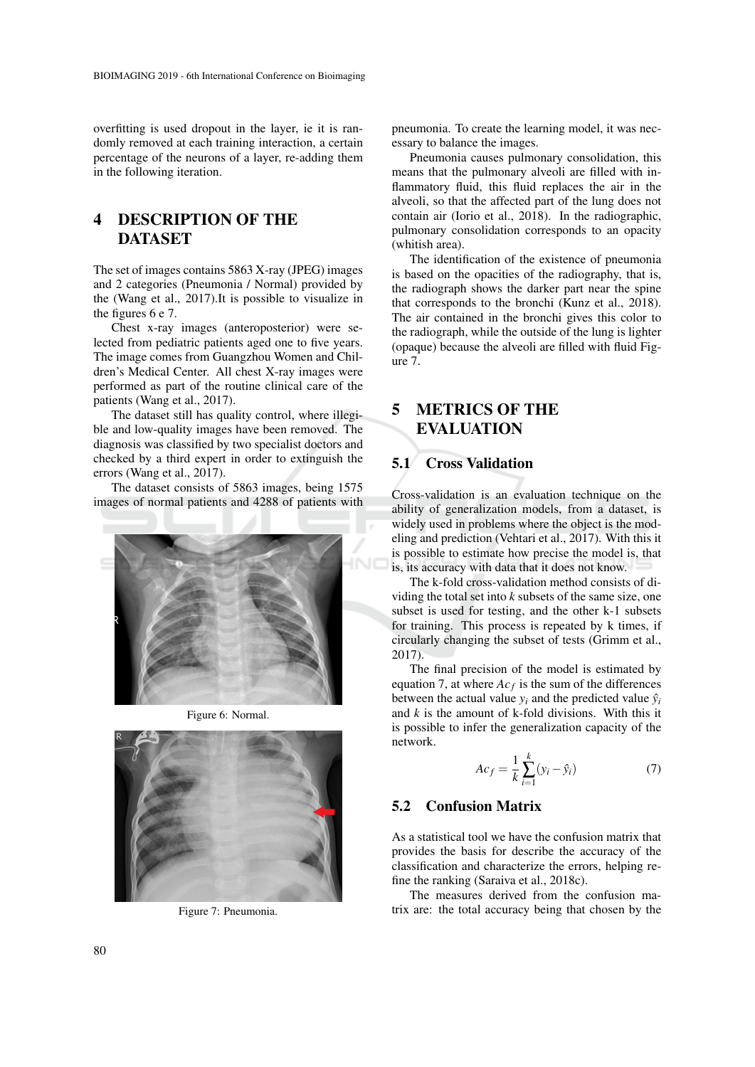overfitting is used dropout in the layer, ie it is randomly removed at each training interaction, a certain percentage of the neurons of a layer, re-adding them in the following iteration.

# 4 DESCRIPTION OF THE DATASET

The set of images contains 5863 X-ray (JPEG) images and 2 categories (Pneumonia / Normal) provided by the (Wang et al., 2017).It is possible to visualize in the figures 6 e 7.

Chest x-ray images (anteroposterior) were selected from pediatric patients aged one to five years. The image comes from Guangzhou Women and Children's Medical Center. All chest X-ray images were performed as part of the routine clinical care of the patients (Wang et al., 2017).

The dataset still has quality control, where illegible and low-quality images have been removed. The diagnosis was classified by two specialist doctors and checked by a third expert in order to extinguish the errors (Wang et al., 2017).

The dataset consists of 5863 images, being 1575 images of normal patients and 4288 of patients with pneumonia. To create the learning model, it was necessary to balance the images.

Figure 6: Normal.

Figure 7: Pneumonia.

Pneumonia causes pulmonary consolidation, this means that the pulmonary alveoli are filled with inflammatory fluid, this fluid replaces the air in the alveoli, so that the affected part of the lung does not contain air (Iorio et al., 2018). In the radiographic, pulmonary consolidation corresponds to an opacity (whitish area).

The identification of the existence of pneumonia is based on the opacities of the radiography, that is, the radiograph shows the darker part near the spine that corresponds to the bronchi (Kunz et al., 2018). The air contained in the bronchi gives this color to the radiograph, while the outside of the lung is lighter (opaque) because the alveoli are filled with fluid Figure 7.

# 5 METRICS OF THE EVALUATION

## 5.1 Cross Validation

Cross-validation is an evaluation technique on the ability of generalization models, from a dataset, is widely used in problems where the object is the modeling and prediction (Vehtari et al., 2017). With this it is possible to estimate how precise the model is, that is, its accuracy with data that it does not know.

The k-fold cross-validation method consists of dividing the total set into *k* subsets of the same size, one subset is used for testing, and the other k-1 subsets for training. This process is repeated by k times, if circularly changing the subset of tests (Grimm et al., 2017).

The final precision of the model is estimated by equation 7, at where $Ac_f$ is the sum of the differences between the actual value $y_i$ and the predicted value $\hat{y}_i$ and $k$ is the amount of k-fold divisions. With this it is possible to infer the generalization capacity of the network.

$$Ac_f = \frac{1}{k}\sum_{i=1}^{k}(y_i - \hat{y}_i) \qquad (7)$$

## 5.2 Confusion Matrix

As a statistical tool we have the confusion matrix that provides the basis for describe the accuracy of the classification and characterize the errors, helping refine the ranking (Saraiva et al., 2018c).

The measures derived from the confusion matrix are: the total accuracy being that chosen by the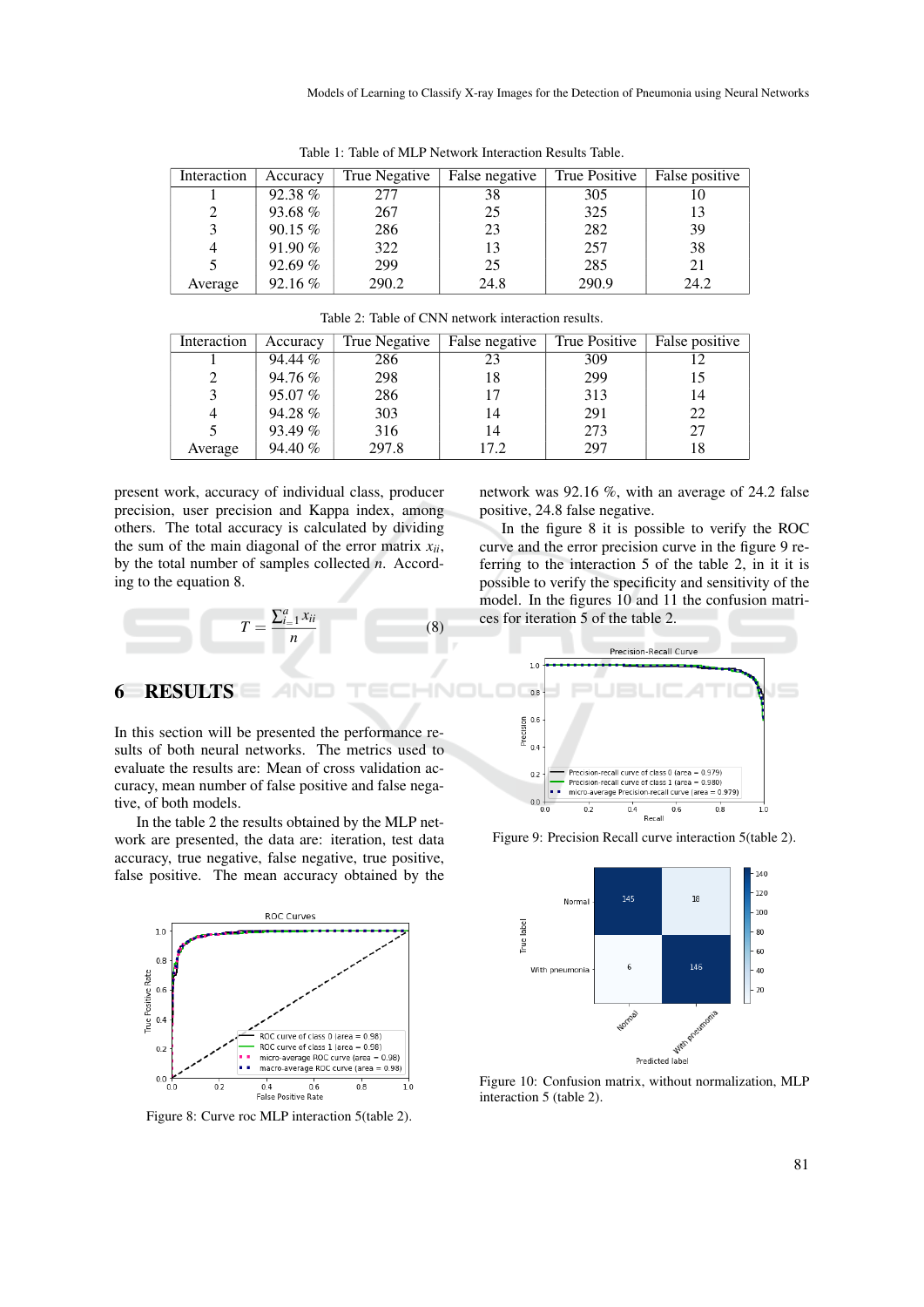Table 1: Table of MLP Network Interaction Results Table.

| Interaction | Accuracy | True Negative | False negative | True Positive | False positive |
|---|---|---|---|---|---|
| 1 | 92.38 % | 277 | 38 | 305 | 10 |
| 2 | 93.68 % | 267 | 25 | 325 | 13 |
| 3 | 90.15 % | 286 | 23 | 282 | 39 |
| 4 | 91.90 % | 322 | 13 | 257 | 38 |
| 5 | 92.69 % | 299 | 25 | 285 | 21 |
| Average | 92.16 % | 290.2 | 24.8 | 290.9 | 24.2 |

Table 2: Table of CNN network interaction results.

| Interaction | Accuracy | True Negative | False negative | True Positive | False positive |
|---|---|---|---|---|---|
| 1 | 94.44 % | 286 | 23 | 309 | 12 |
| 2 | 94.76 % | 298 | 18 | 299 | 15 |
| 3 | 95.07 % | 286 | 17 | 313 | 14 |
| 4 | 94.28 % | 303 | 14 | 291 | 22 |
| 5 | 93.49 % | 316 | 14 | 273 | 27 |
| Average | 94.40 % | 297.8 | 17.2 | 297 | 18 |

present work, accuracy of individual class, producer precision, user precision and Kappa index, among others. The total accuracy is calculated by dividing the sum of the main diagonal of the error matrix $x_{ii}$, by the total number of samples collected $n$. According to the equation 8.

$$T = \frac{\sum_{i=1}^{a} x_{ii}}{n} \tag{8}$$

## 6 RESULTS

In this section will be presented the performance results of both neural networks. The metrics used to evaluate the results are: Mean of cross validation accuracy, mean number of false positive and false negative, of both models.

In the table 2 the results obtained by the MLP network are presented, the data are: iteration, test data accuracy, true negative, false negative, true positive, false positive. The mean accuracy obtained by the network was 92.16 %, with an average of 24.2 false positive, 24.8 false negative.

In the figure 8 it is possible to verify the ROC curve and the error precision curve in the figure 9 referring to the interaction 5 of the table 2, in it it is possible to verify the specificity and sensitivity of the model. In the figures 10 and 11 the confusion matrices for iteration 5 of the table 2.

Figure 8: Curve roc MLP interaction 5(table 2).

Figure 9: Precision Recall curve interaction 5(table 2).

Figure 10: Confusion matrix, without normalization, MLP interaction 5 (table 2).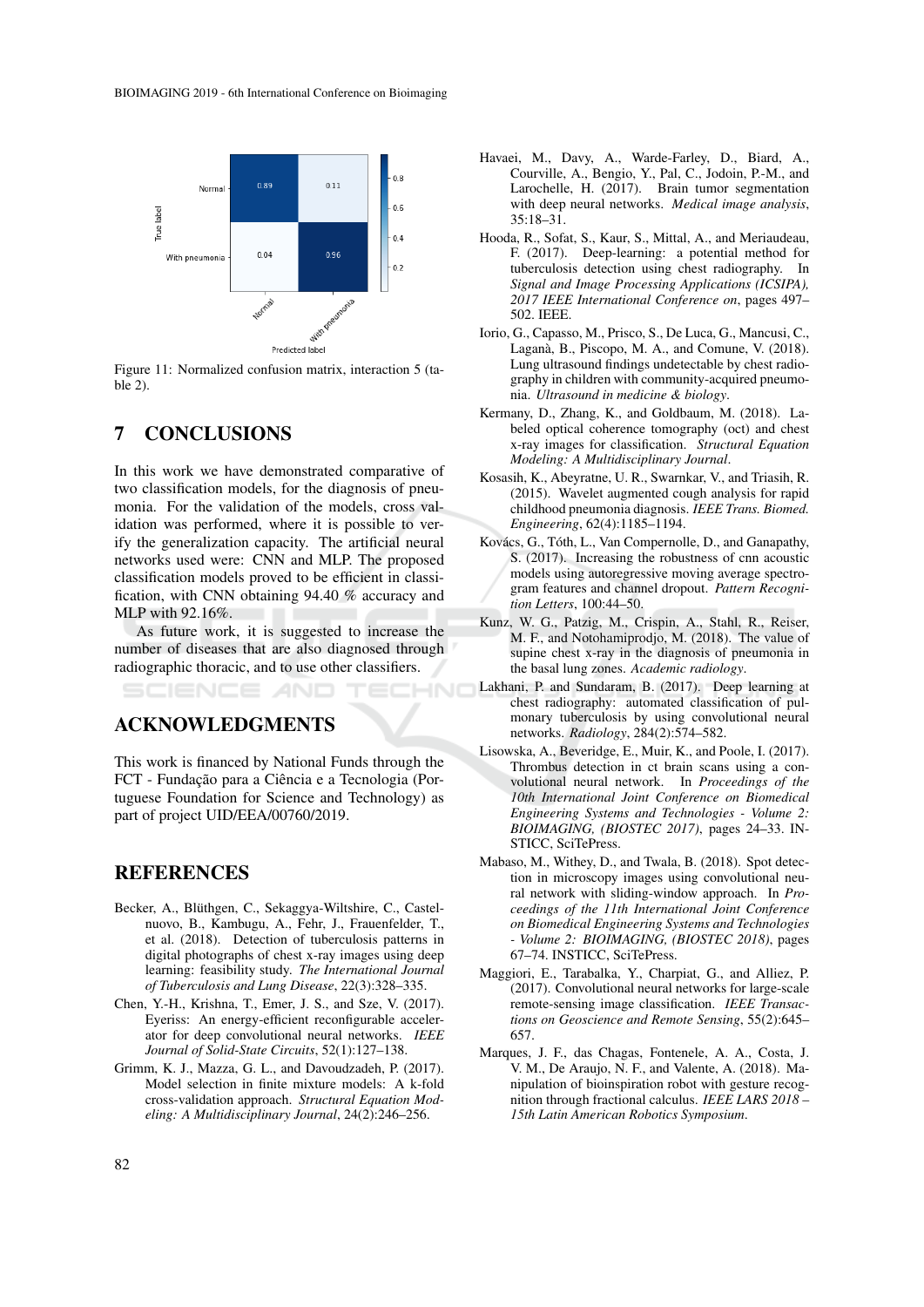Figure 11: Normalized confusion matrix, interaction 5 (table 2).

## 7 CONCLUSIONS

In this work we have demonstrated comparative of two classification models, for the diagnosis of pneumonia. For the validation of the models, cross validation was performed, where it is possible to verify the generalization capacity. The artificial neural networks used were: CNN and MLP. The proposed classification models proved to be efficient in classification, with CNN obtaining 94.40 % accuracy and MLP with 92.16%.

As future work, it is suggested to increase the number of diseases that are also diagnosed through radiographic thoracic, and to use other classifiers.

## ACKNOWLEDGMENTS

This work is financed by National Funds through the FCT - Fundação para a Ciência e a Tecnologia (Portuguese Foundation for Science and Technology) as part of project UID/EEA/00760/2019.

## REFERENCES

Becker, A., Blüthgen, C., Sekaggya-Wiltshire, C., Castelnuovo, B., Kambugu, A., Fehr, J., Frauenfelder, T., et al. (2018). Detection of tuberculosis patterns in digital photographs of chest x-ray images using deep learning: feasibility study. *The International Journal of Tuberculosis and Lung Disease*, 22(3):328–335.

Chen, Y.-H., Krishna, T., Emer, J. S., and Sze, V. (2017). Eyeriss: An energy-efficient reconfigurable accelerator for deep convolutional neural networks. *IEEE Journal of Solid-State Circuits*, 52(1):127–138.

Grimm, K. J., Mazza, G. L., and Davoudzadeh, P. (2017). Model selection in finite mixture models: A k-fold cross-validation approach. *Structural Equation Modeling: A Multidisciplinary Journal*, 24(2):246–256.

Havaei, M., Davy, A., Warde-Farley, D., Biard, A., Courville, A., Bengio, Y., Pal, C., Jodoin, P.-M., and Larochelle, H. (2017). Brain tumor segmentation with deep neural networks. *Medical image analysis*, 35:18–31.

Hooda, R., Sofat, S., Kaur, S., Mittal, A., and Meriaudeau, F. (2017). Deep-learning: a potential method for tuberculosis detection using chest radiography. In *Signal and Image Processing Applications (ICSIPA), 2017 IEEE International Conference on*, pages 497–502. IEEE.

Iorio, G., Capasso, M., Prisco, S., De Luca, G., Mancusi, C., Laganà, B., Piscopo, M. A., and Comune, V. (2018). Lung ultrasound findings undetectable by chest radiography in children with community-acquired pneumonia. *Ultrasound in medicine & biology*.

Kermany, D., Zhang, K., and Goldbaum, M. (2018). Labeled optical coherence tomography (oct) and chest x-ray images for classification. *Structural Equation Modeling: A Multidisciplinary Journal*.

Kosasih, K., Abeyratne, U. R., Swarnkar, V., and Triasih, R. (2015). Wavelet augmented cough analysis for rapid childhood pneumonia diagnosis. *IEEE Trans. Biomed. Engineering*, 62(4):1185–1194.

Kovács, G., Tóth, L., Van Compernolle, D., and Ganapathy, S. (2017). Increasing the robustness of cnn acoustic models using autoregressive moving average spectrogram features and channel dropout. *Pattern Recognition Letters*, 100:44–50.

Kunz, W. G., Patzig, M., Crispin, A., Stahl, R., Reiser, M. F., and Notohamiprodjo, M. (2018). The value of supine chest x-ray in the diagnosis of pneumonia in the basal lung zones. *Academic radiology*.

Lakhani, P. and Sundaram, B. (2017). Deep learning at chest radiography: automated classification of pulmonary tuberculosis by using convolutional neural networks. *Radiology*, 284(2):574–582.

Lisowska, A., Beveridge, E., Muir, K., and Poole, I. (2017). Thrombus detection in ct brain scans using a convolutional neural network. In *Proceedings of the 10th International Joint Conference on Biomedical Engineering Systems and Technologies - Volume 2: BIOIMAGING, (BIOSTEC 2017)*, pages 24–33. INSTICC, SciTePress.

Mabaso, M., Withey, D., and Twala, B. (2018). Spot detection in microscopy images using convolutional neural network with sliding-window approach. In *Proceedings of the 11th International Joint Conference on Biomedical Engineering Systems and Technologies - Volume 2: BIOIMAGING, (BIOSTEC 2018)*, pages 67–74. INSTICC, SciTePress.

Maggiori, E., Tarabalka, Y., Charpiat, G., and Alliez, P. (2017). Convolutional neural networks for large-scale remote-sensing image classification. *IEEE Transactions on Geoscience and Remote Sensing*, 55(2):645–657.

Marques, J. F., das Chagas, Fontenele, A. A., Costa, J. V. M., De Araujo, N. F., and Valente, A. (2018). Manipulation of bioinspiration robot with gesture recognition through fractional calculus. *IEEE LARS 2018 – 15th Latin American Robotics Symposium*.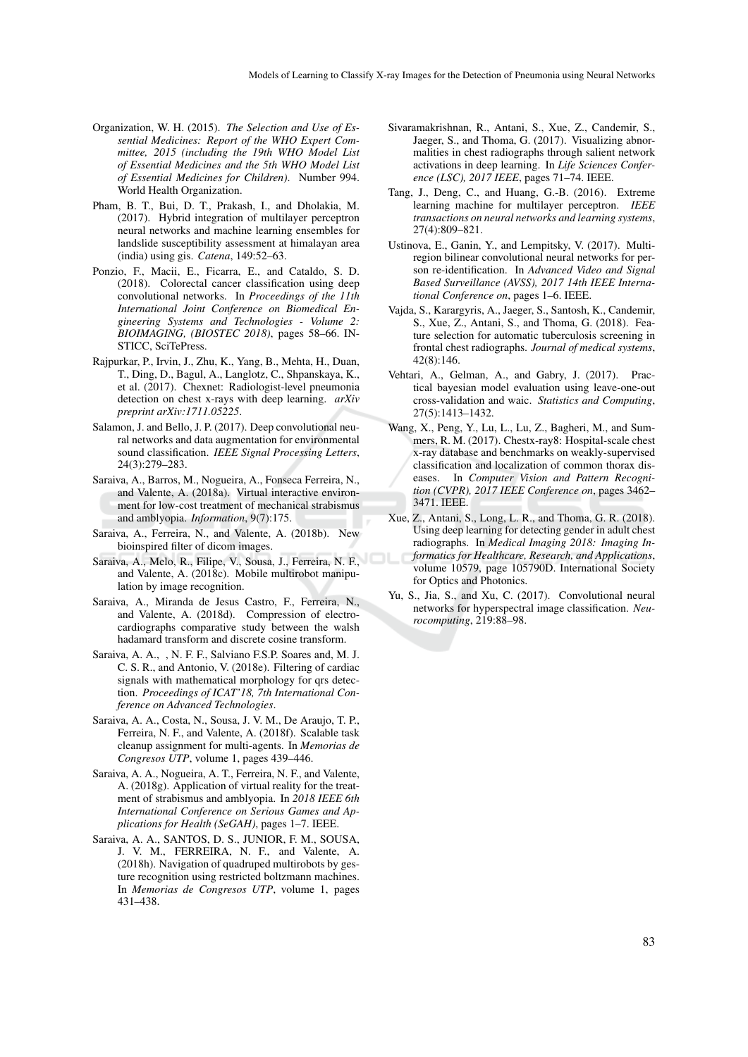Organization, W. H. (2015). *The Selection and Use of Essential Medicines: Report of the WHO Expert Committee, 2015 (including the 19th WHO Model List of Essential Medicines and the 5th WHO Model List of Essential Medicines for Children)*. Number 994. World Health Organization.

Pham, B. T., Bui, D. T., Prakash, I., and Dholakia, M. (2017). Hybrid integration of multilayer perceptron neural networks and machine learning ensembles for landslide susceptibility assessment at himalayan area (india) using gis. *Catena*, 149:52–63.

Ponzio, F., Macii, E., Ficarra, E., and Cataldo, S. D. (2018). Colorectal cancer classification using deep convolutional networks. In *Proceedings of the 11th International Joint Conference on Biomedical Engineering Systems and Technologies - Volume 2: BIOIMAGING, (BIOSTEC 2018)*, pages 58–66. INSTICC, SciTePress.

Rajpurkar, P., Irvin, J., Zhu, K., Yang, B., Mehta, H., Duan, T., Ding, D., Bagul, A., Langlotz, C., Shpanskaya, K., et al. (2017). Chexnet: Radiologist-level pneumonia detection on chest x-rays with deep learning. *arXiv preprint arXiv:1711.05225*.

Salamon, J. and Bello, J. P. (2017). Deep convolutional neural networks and data augmentation for environmental sound classification. *IEEE Signal Processing Letters*, 24(3):279–283.

Saraiva, A., Barros, M., Nogueira, A., Fonseca Ferreira, N., and Valente, A. (2018a). Virtual interactive environment for low-cost treatment of mechanical strabismus and amblyopia. *Information*, 9(7):175.

Saraiva, A., Ferreira, N., and Valente, A. (2018b). New bioinspired filter of dicom images.

Saraiva, A., Melo, R., Filipe, V., Sousa, J., Ferreira, N. F., and Valente, A. (2018c). Mobile multirobot manipulation by image recognition.

Saraiva, A., Miranda de Jesus Castro, F., Ferreira, N., and Valente, A. (2018d). Compression of electrocardiographs comparative study between the walsh hadamard transform and discrete cosine transform.

Saraiva, A. A., , N. F. F., Salviano F.S.P. Soares and, M. J. C. S. R., and Antonio, V. (2018e). Filtering of cardiac signals with mathematical morphology for qrs detection. *Proceedings of ICAT'18, 7th International Conference on Advanced Technologies*.

Saraiva, A. A., Costa, N., Sousa, J. V. M., De Araujo, T. P., Ferreira, N. F., and Valente, A. (2018f). Scalable task cleanup assignment for multi-agents. In *Memorias de Congresos UTP*, volume 1, pages 439–446.

Saraiva, A. A., Nogueira, A. T., Ferreira, N. F., and Valente, A. (2018g). Application of virtual reality for the treatment of strabismus and amblyopia. In *2018 IEEE 6th International Conference on Serious Games and Applications for Health (SeGAH)*, pages 1–7. IEEE.

Saraiva, A. A., SANTOS, D. S., JUNIOR, F. M., SOUSA, J. V. M., FERREIRA, N. F., and Valente, A. (2018h). Navigation of quadruped multirobots by gesture recognition using restricted boltzmann machines. In *Memorias de Congresos UTP*, volume 1, pages 431–438.

Sivaramakrishnan, R., Antani, S., Xue, Z., Candemir, S., Jaeger, S., and Thoma, G. (2017). Visualizing abnormalities in chest radiographs through salient network activations in deep learning. In *Life Sciences Conference (LSC), 2017 IEEE*, pages 71–74. IEEE.

Tang, J., Deng, C., and Huang, G.-B. (2016). Extreme learning machine for multilayer perceptron. *IEEE transactions on neural networks and learning systems*, 27(4):809–821.

Ustinova, E., Ganin, Y., and Lempitsky, V. (2017). Multiregion bilinear convolutional neural networks for person re-identification. In *Advanced Video and Signal Based Surveillance (AVSS), 2017 14th IEEE International Conference on*, pages 1–6. IEEE.

Vajda, S., Karargyris, A., Jaeger, S., Santosh, K., Candemir, S., Xue, Z., Antani, S., and Thoma, G. (2018). Feature selection for automatic tuberculosis screening in frontal chest radiographs. *Journal of medical systems*, 42(8):146.

Vehtari, A., Gelman, A., and Gabry, J. (2017). Practical bayesian model evaluation using leave-one-out cross-validation and waic. *Statistics and Computing*, 27(5):1413–1432.

Wang, X., Peng, Y., Lu, L., Lu, Z., Bagheri, M., and Summers, R. M. (2017). Chestx-ray8: Hospital-scale chest x-ray database and benchmarks on weakly-supervised classification and localization of common thorax diseases. In *Computer Vision and Pattern Recognition (CVPR), 2017 IEEE Conference on*, pages 3462–3471. IEEE.

Xue, Z., Antani, S., Long, L. R., and Thoma, G. R. (2018). Using deep learning for detecting gender in adult chest radiographs. In *Medical Imaging 2018: Imaging Informatics for Healthcare, Research, and Applications*, volume 10579, page 105790D. International Society for Optics and Photonics.

Yu, S., Jia, S., and Xu, C. (2017). Convolutional neural networks for hyperspectral image classification. *Neurocomputing*, 219:88–98.